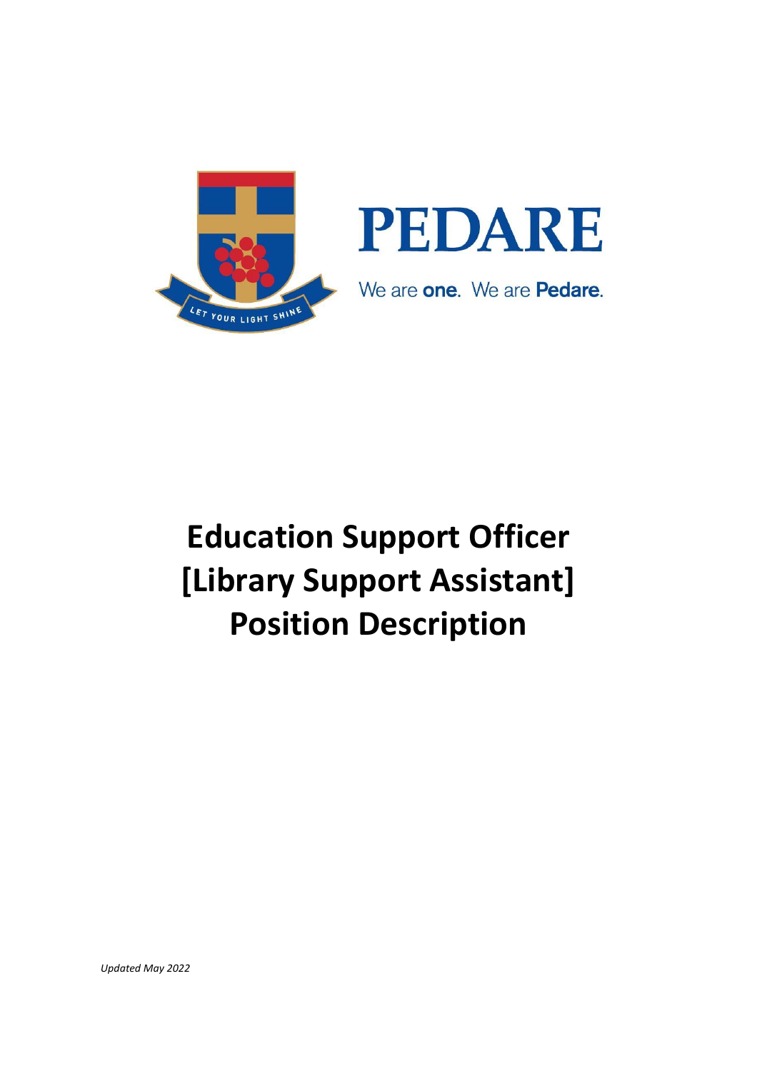PEDARE

We are **one**. We are **Pedare**.

LET YOUR LIGHT SHINE

# Education Support Officer [Library Support Assistant] Position Description

*Updated May 2022*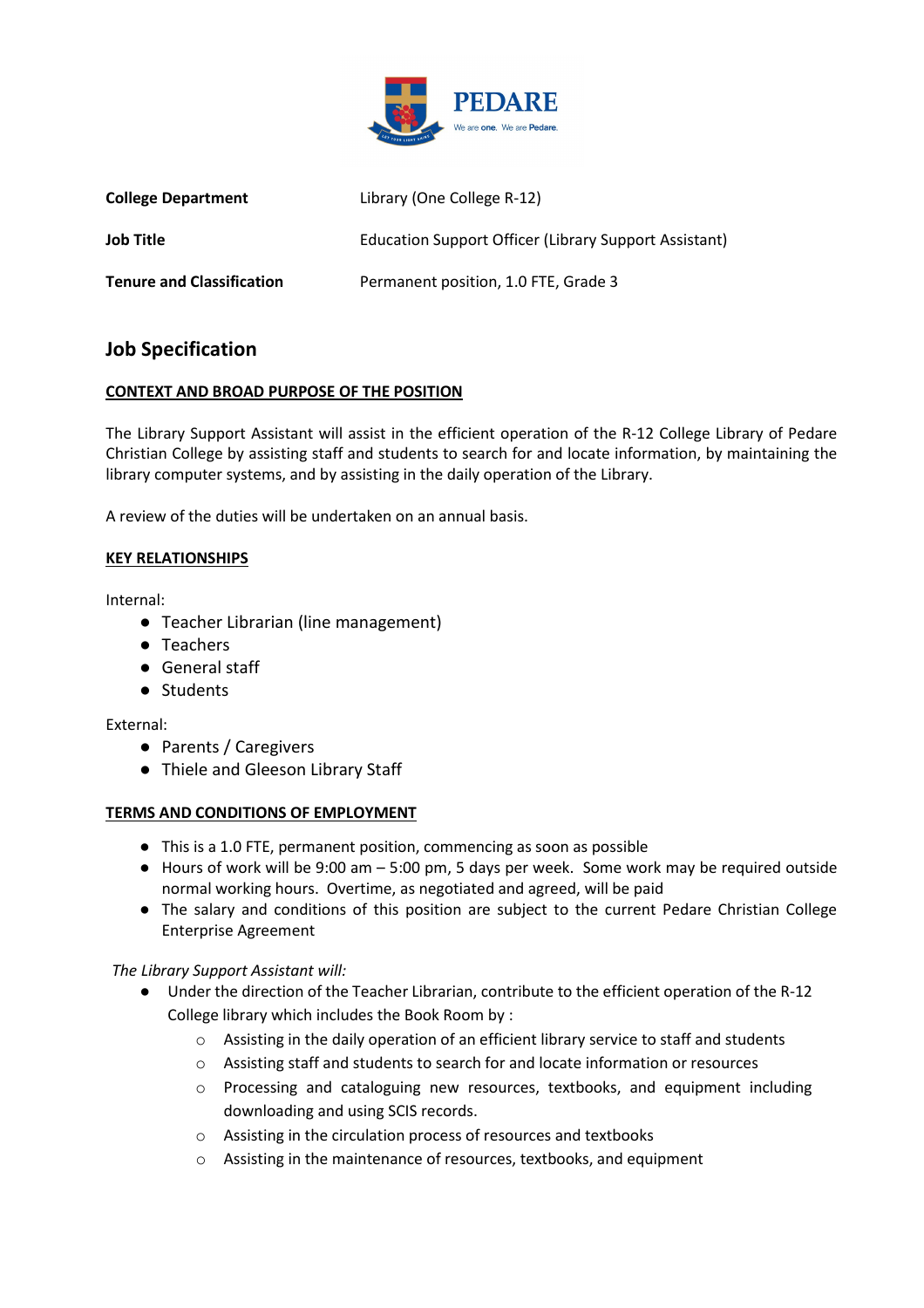**PEDARE**

We are one. We are Pedare.

| | |
|---|---|
| **College Department** | Library (One College R-12) |
| **Job Title** | Education Support Officer (Library Support Assistant) |
| **Tenure and Classification** | Permanent position, 1.0 FTE, Grade 3 |

## Job Specification

### CONTEXT AND BROAD PURPOSE OF THE POSITION

The Library Support Assistant will assist in the efficient operation of the R-12 College Library of Pedare Christian College by assisting staff and students to search for and locate information, by maintaining the library computer systems, and by assisting in the daily operation of the Library.

A review of the duties will be undertaken on an annual basis.

### KEY RELATIONSHIPS

Internal:

- Teacher Librarian (line management)
- Teachers
- General staff
- Students

External:

- Parents / Caregivers
- Thiele and Gleeson Library Staff

### TERMS AND CONDITIONS OF EMPLOYMENT

- This is a 1.0 FTE, permanent position, commencing as soon as possible
- Hours of work will be 9:00 am – 5:00 pm, 5 days per week. Some work may be required outside normal working hours. Overtime, as negotiated and agreed, will be paid
- The salary and conditions of this position are subject to the current Pedare Christian College Enterprise Agreement

*The Library Support Assistant will:*

- Under the direction of the Teacher Librarian, contribute to the efficient operation of the R-12 College library which includes the Book Room by :
  - Assisting in the daily operation of an efficient library service to staff and students
  - Assisting staff and students to search for and locate information or resources
  - Processing and cataloguing new resources, textbooks, and equipment including downloading and using SCIS records.
  - Assisting in the circulation process of resources and textbooks
  - Assisting in the maintenance of resources, textbooks, and equipment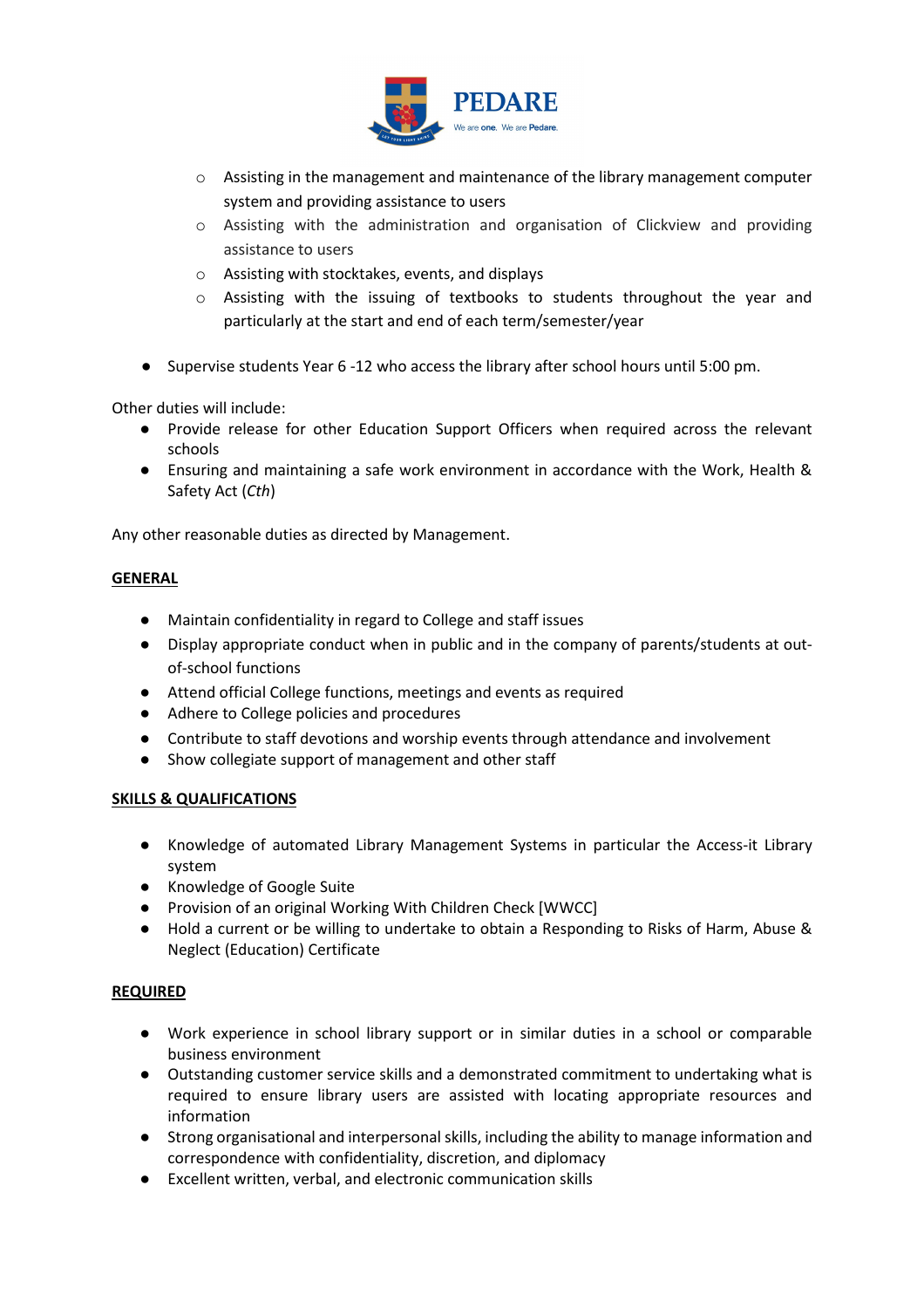- Assisting in the management and maintenance of the library management computer system and providing assistance to users
    - Assisting with the administration and organisation of Clickview and providing assistance to users
    - Assisting with stocktakes, events, and displays
    - Assisting with the issuing of textbooks to students throughout the year and particularly at the start and end of each term/semester/year

- Supervise students Year 6 -12 who access the library after school hours until 5:00 pm.

Other duties will include:

- Provide release for other Education Support Officers when required across the relevant schools
- Ensuring and maintaining a safe work environment in accordance with the Work, Health & Safety Act (*Cth*)

Any other reasonable duties as directed by Management.

## GENERAL

- Maintain confidentiality in regard to College and staff issues
- Display appropriate conduct when in public and in the company of parents/students at out-of-school functions
- Attend official College functions, meetings and events as required
- Adhere to College policies and procedures
- Contribute to staff devotions and worship events through attendance and involvement
- Show collegiate support of management and other staff

## SKILLS & QUALIFICATIONS

- Knowledge of automated Library Management Systems in particular the Access-it Library system
- Knowledge of Google Suite
- Provision of an original Working With Children Check [WWCC]
- Hold a current or be willing to undertake to obtain a Responding to Risks of Harm, Abuse & Neglect (Education) Certificate

## REQUIRED

- Work experience in school library support or in similar duties in a school or comparable business environment
- Outstanding customer service skills and a demonstrated commitment to undertaking what is required to ensure library users are assisted with locating appropriate resources and information
- Strong organisational and interpersonal skills, including the ability to manage information and correspondence with confidentiality, discretion, and diplomacy
- Excellent written, verbal, and electronic communication skills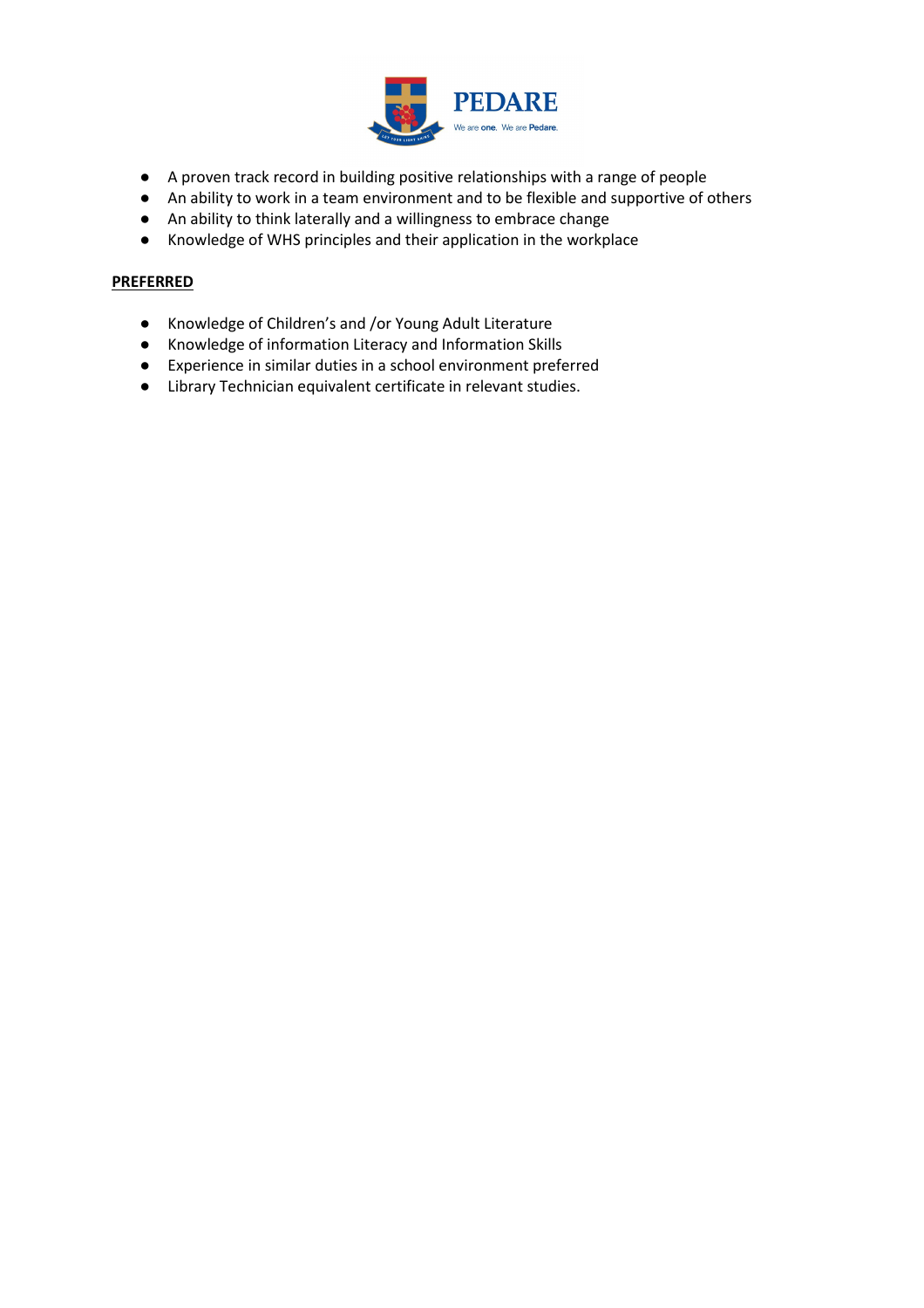- A proven track record in building positive relationships with a range of people
- An ability to work in a team environment and to be flexible and supportive of others
- An ability to think laterally and a willingness to embrace change
- Knowledge of WHS principles and their application in the workplace

**PREFERRED**

- Knowledge of Children's and /or Young Adult Literature
- Knowledge of information Literacy and Information Skills
- Experience in similar duties in a school environment preferred
- Library Technician equivalent certificate in relevant studies.